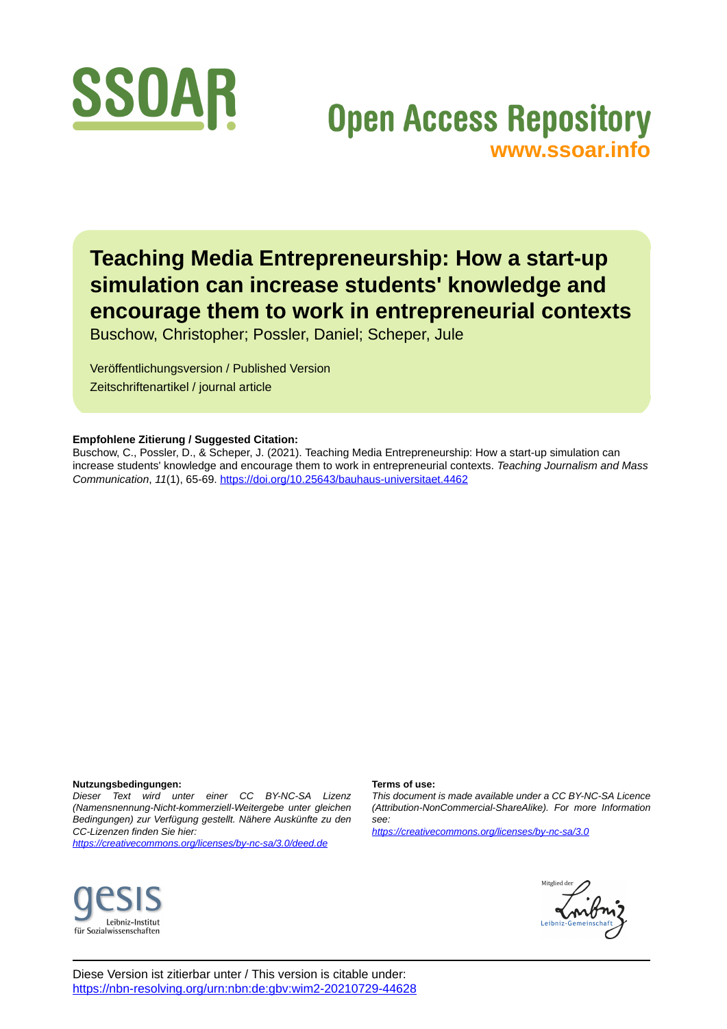# Teaching Media Entrepreneurship: How a start-up simulation can increase students' knowledge and encourage them to work in entrepreneurial contexts

Buschow, Christopher; Possler, Daniel; Scheper, Jule

Veröffentlichungsversion / Published Version

Zeitschriftenartikel / journal article

**Empfohlene Zitierung / Suggested Citation:**

Buschow, C., Possler, D., & Scheper, J. (2021). Teaching Media Entrepreneurship: How a start-up simulation can increase students' knowledge and encourage them to work in entrepreneurial contexts. *Teaching Journalism and Mass Communication*, *11*(1), 65-69. https://doi.org/10.25643/bauhaus-universitaet.4462

**Nutzungsbedingungen:**

*Dieser Text wird unter einer CC BY-NC-SA Lizenz (Namensnennung-Nicht-kommerziell-Weitergebe unter gleichen Bedingungen) zur Verfügung gestellt. Nähere Auskünfte zu den CC-Lizenzen finden Sie hier:*

*https://creativecommons.org/licenses/by-nc-sa/3.0/deed.de*

**Terms of use:**

*This document is made available under a CC BY-NC-SA Licence (Attribution-NonCommercial-ShareAlike). For more Information see:*

*https://creativecommons.org/licenses/by-nc-sa/3.0*

Diese Version ist zitierbar unter / This version is citable under:
https://nbn-resolving.org/urn:nbn:de:gbv:wim2-20210729-44628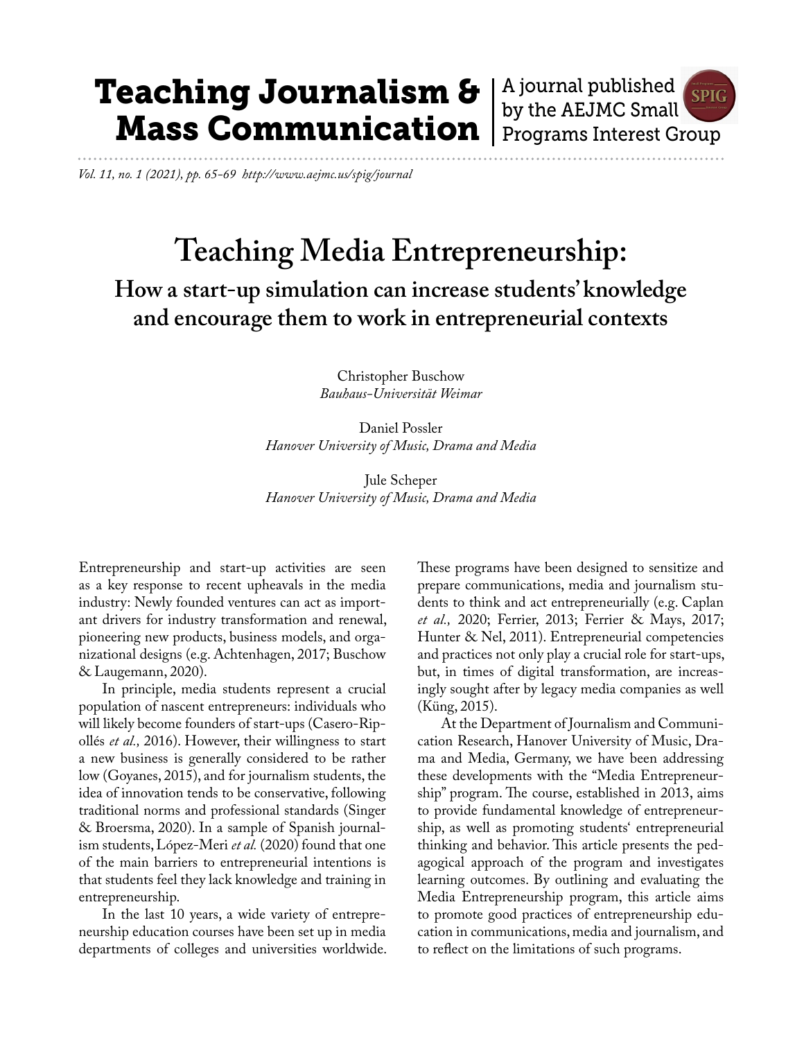# Teaching Media Entrepreneurship:

## How a start-up simulation can increase students' knowledge and encourage them to work in entrepreneurial contexts

Christopher Buschow
*Bauhaus-Universität Weimar*

Daniel Possler
*Hanover University of Music, Drama and Media*

Jule Scheper
*Hanover University of Music, Drama and Media*

Entrepreneurship and start-up activities are seen as a key response to recent upheavals in the media industry: Newly founded ventures can act as important drivers for industry transformation and renewal, pioneering new products, business models, and organizational designs (e.g. Achtenhagen, 2017; Buschow & Laugemann, 2020).

In principle, media students represent a crucial population of nascent entrepreneurs: individuals who will likely become founders of start-ups (Casero-Ripollés *et al.,* 2016). However, their willingness to start a new business is generally considered to be rather low (Goyanes, 2015), and for journalism students, the idea of innovation tends to be conservative, following traditional norms and professional standards (Singer & Broersma, 2020). In a sample of Spanish journalism students, López-Meri *et al.* (2020) found that one of the main barriers to entrepreneurial intentions is that students feel they lack knowledge and training in entrepreneurship.

In the last 10 years, a wide variety of entrepreneurship education courses have been set up in media departments of colleges and universities worldwide. These programs have been designed to sensitize and prepare communications, media and journalism students to think and act entrepreneurially (e.g. Caplan *et al.,* 2020; Ferrier, 2013; Ferrier & Mays, 2017; Hunter & Nel, 2011). Entrepreneurial competencies and practices not only play a crucial role for start-ups, but, in times of digital transformation, are increasingly sought after by legacy media companies as well (Küng, 2015).

At the Department of Journalism and Communication Research, Hanover University of Music, Drama and Media, Germany, we have been addressing these developments with the "Media Entrepreneurship" program. The course, established in 2013, aims to provide fundamental knowledge of entrepreneurship, as well as promoting students' entrepreneurial thinking and behavior. This article presents the pedagogical approach of the program and investigates learning outcomes. By outlining and evaluating the Media Entrepreneurship program, this article aims to promote good practices of entrepreneurship education in communications, media and journalism, and to reflect on the limitations of such programs.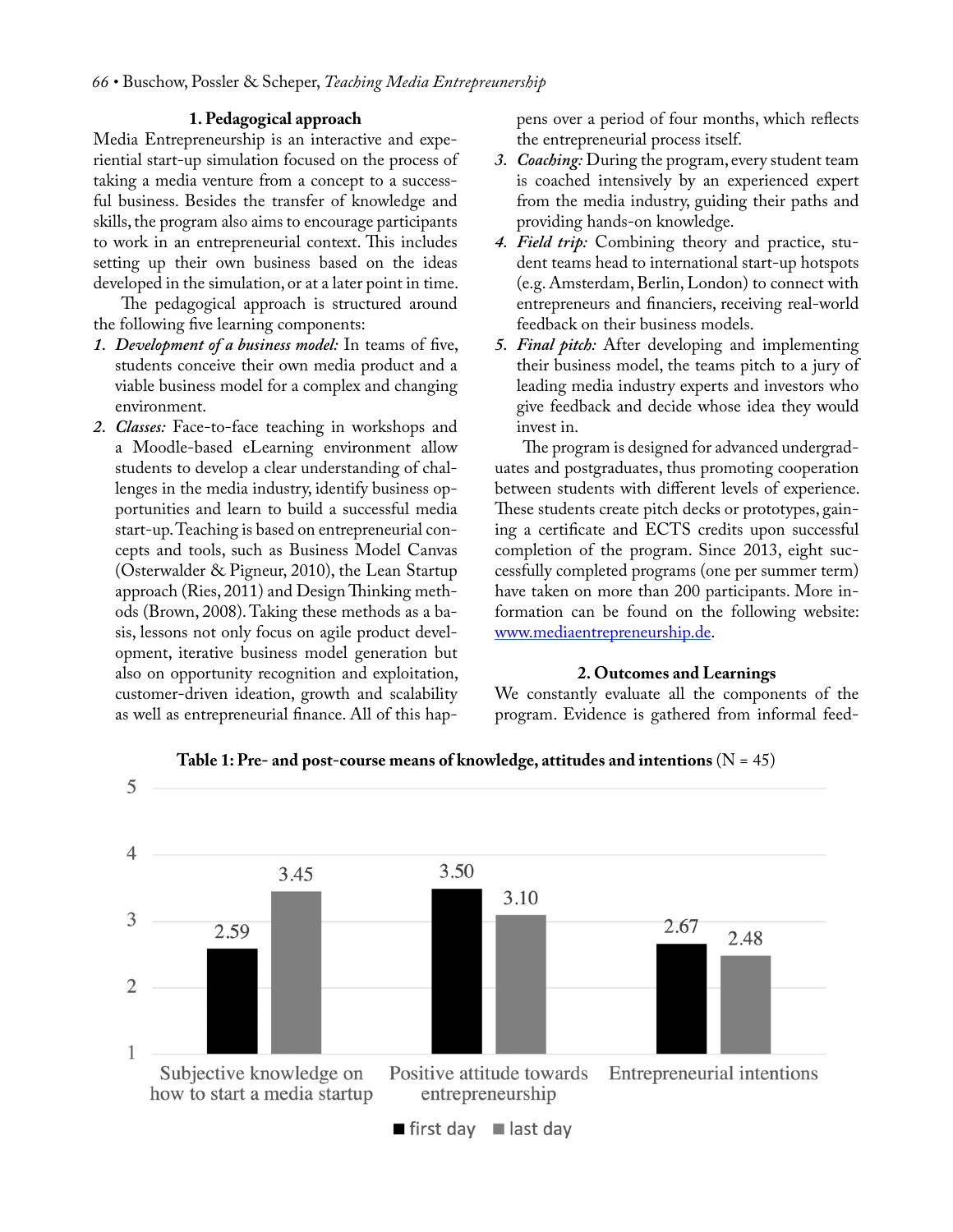### 1. Pedagogical approach

Media Entrepreneurship is an interactive and experiential start-up simulation focused on the process of taking a media venture from a concept to a successful business. Besides the transfer of knowledge and skills, the program also aims to encourage participants to work in an entrepreneurial context. This includes setting up their own business based on the ideas developed in the simulation, or at a later point in time.

The pedagogical approach is structured around the following five learning components:

1. ***Development of a business model:*** In teams of five, students conceive their own media product and a viable business model for a complex and changing environment.
2. ***Classes:*** Face-to-face teaching in workshops and a Moodle-based eLearning environment allow students to develop a clear understanding of challenges in the media industry, identify business opportunities and learn to build a successful media start-up. Teaching is based on entrepreneurial concepts and tools, such as Business Model Canvas (Osterwalder & Pigneur, 2010), the Lean Startup approach (Ries, 2011) and Design Thinking methods (Brown, 2008). Taking these methods as a basis, lessons not only focus on agile product development, iterative business model generation but also on opportunity recognition and exploitation, customer-driven ideation, growth and scalability as well as entrepreneurial finance. All of this happens over a period of four months, which reflects the entrepreneurial process itself.
3. ***Coaching:*** During the program, every student team is coached intensively by an experienced expert from the media industry, guiding their paths and providing hands-on knowledge.
4. ***Field trip:*** Combining theory and practice, student teams head to international start-up hotspots (e.g. Amsterdam, Berlin, London) to connect with entrepreneurs and financiers, receiving real-world feedback on their business models.
5. ***Final pitch:*** After developing and implementing their business model, the teams pitch to a jury of leading media industry experts and investors who give feedback and decide whose idea they would invest in.

The program is designed for advanced undergraduates and postgraduates, thus promoting cooperation between students with different levels of experience. These students create pitch decks or prototypes, gaining a certificate and ECTS credits upon successful completion of the program. Since 2013, eight successfully completed programs (one per summer term) have taken on more than 200 participants. More information can be found on the following website: www.mediaentrepreneurship.de.

### 2. Outcomes and Learnings

We constantly evaluate all the components of the program. Evidence is gathered from informal feed-

**Table 1: Pre- and post-course means of knowledge, attitudes and intentions** (N = 45)

| | first day | last day |
|---|---|---|
| Subjective knowledge on how to start a media startup | 2.59 | 3.45 |
| Positive attitude towards entrepreneurship | 3.50 | 3.10 |
| Entrepreneurial intentions | 2.67 | 2.48 |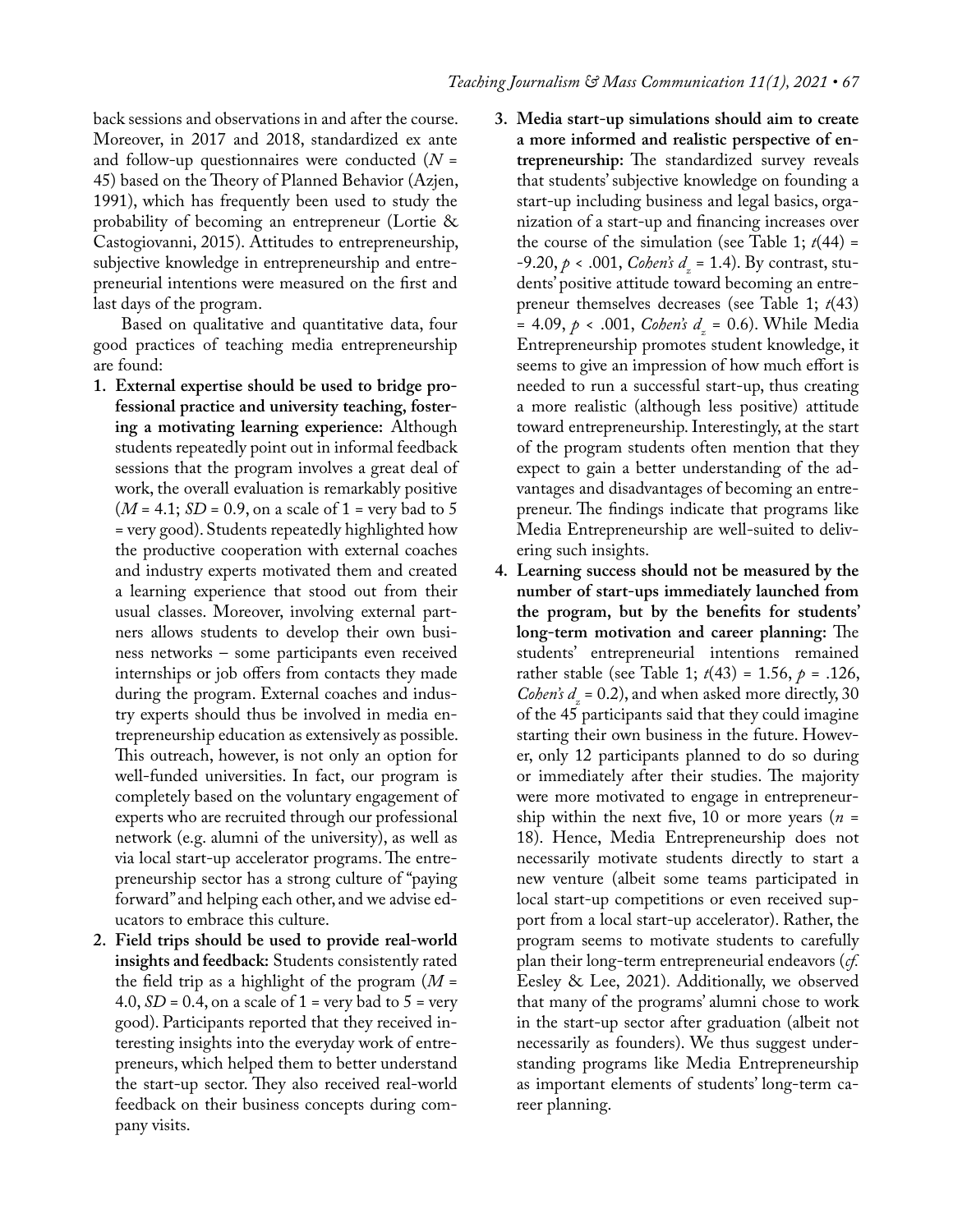back sessions and observations in and after the course. Moreover, in 2017 and 2018, standardized ex ante and follow-up questionnaires were conducted ($N$ = 45) based on the Theory of Planned Behavior (Azjen, 1991), which has frequently been used to study the probability of becoming an entrepreneur (Lortie & Castogiovanni, 2015). Attitudes to entrepreneurship, subjective knowledge in entrepreneurship and entrepreneurial intentions were measured on the first and last days of the program.

Based on qualitative and quantitative data, four good practices of teaching media entrepreneurship are found:

1. **External expertise should be used to bridge professional practice and university teaching, fostering a motivating learning experience:** Although students repeatedly point out in informal feedback sessions that the program involves a great deal of work, the overall evaluation is remarkably positive ($M$ = 4.1; $SD$ = 0.9, on a scale of 1 = very bad to 5 = very good). Students repeatedly highlighted how the productive cooperation with external coaches and industry experts motivated them and created a learning experience that stood out from their usual classes. Moreover, involving external partners allows students to develop their own business networks – some participants even received internships or job offers from contacts they made during the program. External coaches and industry experts should thus be involved in media entrepreneurship education as extensively as possible. This outreach, however, is not only an option for well-funded universities. In fact, our program is completely based on the voluntary engagement of experts who are recruited through our professional network (e.g. alumni of the university), as well as via local start-up accelerator programs. The entrepreneurship sector has a strong culture of "paying forward" and helping each other, and we advise educators to embrace this culture.
2. **Field trips should be used to provide real-world insights and feedback:** Students consistently rated the field trip as a highlight of the program ($M$ = 4.0, $SD$ = 0.4, on a scale of 1 = very bad to 5 = very good). Participants reported that they received interesting insights into the everyday work of entrepreneurs, which helped them to better understand the start-up sector. They also received real-world feedback on their business concepts during company visits.
3. **Media start-up simulations should aim to create a more informed and realistic perspective of entrepreneurship:** The standardized survey reveals that students' subjective knowledge on founding a start-up including business and legal basics, organization of a start-up and financing increases over the course of the simulation (see Table 1; $t(44) = -9.20$, $p < .001$, *Cohen's* $d_z = 1.4$). By contrast, students' positive attitude toward becoming an entrepreneur themselves decreases (see Table 1; $t(43) = 4.09$, $p < .001$, *Cohen's* $d_z = 0.6$). While Media Entrepreneurship promotes student knowledge, it seems to give an impression of how much effort is needed to run a successful start-up, thus creating a more realistic (although less positive) attitude toward entrepreneurship. Interestingly, at the start of the program students often mention that they expect to gain a better understanding of the advantages and disadvantages of becoming an entrepreneur. The findings indicate that programs like Media Entrepreneurship are well-suited to delivering such insights.
4. **Learning success should not be measured by the number of start-ups immediately launched from the program, but by the benefits for students' long-term motivation and career planning:** The students' entrepreneurial intentions remained rather stable (see Table 1; $t(43) = 1.56$, $p = .126$, *Cohen's* $d_z = 0.2$), and when asked more directly, 30 of the 45 participants said that they could imagine starting their own business in the future. However, only 12 participants planned to do so during or immediately after their studies. The majority were more motivated to engage in entrepreneurship within the next five, 10 or more years ($n$ = 18). Hence, Media Entrepreneurship does not necessarily motivate students directly to start a new venture (albeit some teams participated in local start-up competitions or even received support from a local start-up accelerator). Rather, the program seems to motivate students to carefully plan their long-term entrepreneurial endeavors (*cf.* Eesley & Lee, 2021). Additionally, we observed that many of the programs' alumni chose to work in the start-up sector after graduation (albeit not necessarily as founders). We thus suggest understanding programs like Media Entrepreneurship as important elements of students' long-term career planning.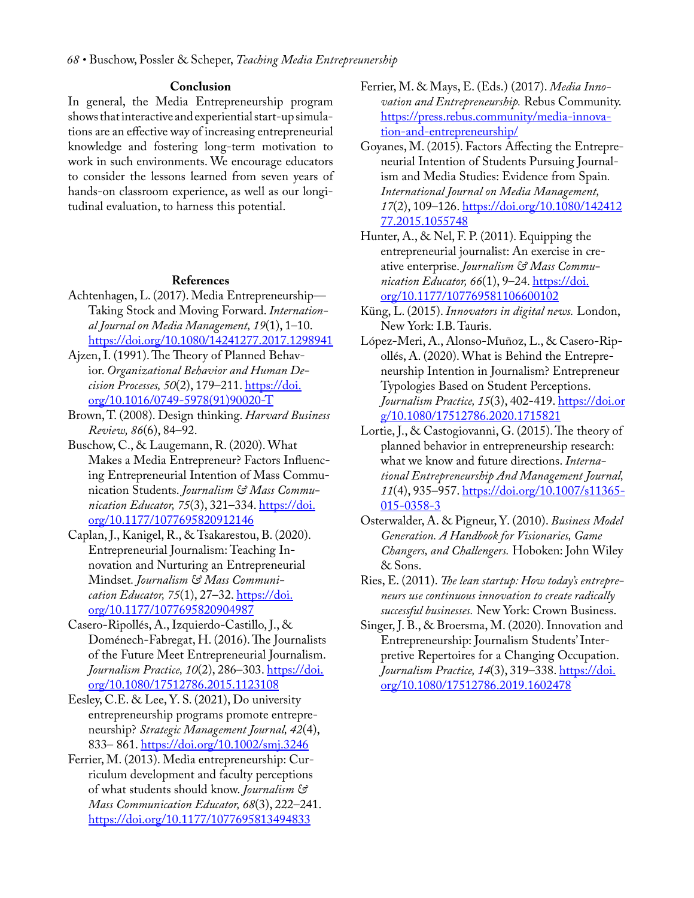## Conclusion

In general, the Media Entrepreneurship program shows that interactive and experiential start-up simulations are an effective way of increasing entrepreneurial knowledge and fostering long-term motivation to work in such environments. We encourage educators to consider the lessons learned from seven years of hands-on classroom experience, as well as our longitudinal evaluation, to harness this potential.

## References

Achtenhagen, L. (2017). Media Entrepreneurship—Taking Stock and Moving Forward. *International Journal on Media Management, 19*(1), 1–10. https://doi.org/10.1080/14241277.2017.1298941

Ajzen, I. (1991). The Theory of Planned Behavior. *Organizational Behavior and Human Decision Processes, 50*(2), 179–211. https://doi.org/10.1016/0749-5978(91)90020-T

Brown, T. (2008). Design thinking. *Harvard Business Review, 86*(6), 84–92.

Buschow, C., & Laugemann, R. (2020). What Makes a Media Entrepreneur? Factors Influencing Entrepreneurial Intention of Mass Communication Students. *Journalism & Mass Communication Educator, 75*(3), 321–334. https://doi.org/10.1177/1077695820912146

Caplan, J., Kanigel, R., & Tsakarestou, B. (2020). Entrepreneurial Journalism: Teaching Innovation and Nurturing an Entrepreneurial Mindset. *Journalism & Mass Communication Educator, 75*(1), 27–32. https://doi.org/10.1177/1077695820904987

Casero-Ripollés, A., Izquierdo-Castillo, J., & Doménech-Fabregat, H. (2016). The Journalists of the Future Meet Entrepreneurial Journalism. *Journalism Practice, 10*(2), 286–303. https://doi.org/10.1080/17512786.2015.1123108

Eesley, C.E. & Lee, Y. S. (2021), Do university entrepreneurship programs promote entrepreneurship? *Strategic Management Journal, 42*(4), 833– 861. https://doi.org/10.1002/smj.3246

Ferrier, M. (2013). Media entrepreneurship: Curriculum development and faculty perceptions of what students should know. *Journalism & Mass Communication Educator, 68*(3), 222–241. https://doi.org/10.1177/1077695813494833

Ferrier, M. & Mays, E. (Eds.) (2017). *Media Innovation and Entrepreneurship.* Rebus Community. https://press.rebus.community/media-innovation-and-entrepreneurship/

Goyanes, M. (2015). Factors Affecting the Entrepreneurial Intention of Students Pursuing Journalism and Media Studies: Evidence from Spain. *International Journal on Media Management, 17*(2), 109–126. https://doi.org/10.1080/14241277.2015.1055748

Hunter, A., & Nel, F. P. (2011). Equipping the entrepreneurial journalist: An exercise in creative enterprise. *Journalism & Mass Communication Educator, 66*(1), 9–24. https://doi.org/10.1177/107769581106600102

Küng, L. (2015). *Innovators in digital news.* London, New York: I.B. Tauris.

López-Meri, A., Alonso-Muñoz, L., & Casero-Ripollés, A. (2020). What is Behind the Entrepreneurship Intention in Journalism? Entrepreneur Typologies Based on Student Perceptions. *Journalism Practice, 15*(3), 402-419. https://doi.org/10.1080/17512786.2020.1715821

Lortie, J., & Castogiovanni, G. (2015). The theory of planned behavior in entrepreneurship research: what we know and future directions. *International Entrepreneurship And Management Journal, 11*(4), 935–957. https://doi.org/10.1007/s11365-015-0358-3

Osterwalder, A. & Pigneur, Y. (2010). *Business Model Generation. A Handbook for Visionaries, Game Changers, and Challengers.* Hoboken: John Wiley & Sons.

Ries, E. (2011). *The lean startup: How today's entrepreneurs use continuous innovation to create radically successful businesses.* New York: Crown Business.

Singer, J. B., & Broersma, M. (2020). Innovation and Entrepreneurship: Journalism Students' Interpretive Repertoires for a Changing Occupation. *Journalism Practice, 14*(3), 319–338. https://doi.org/10.1080/17512786.2019.1602478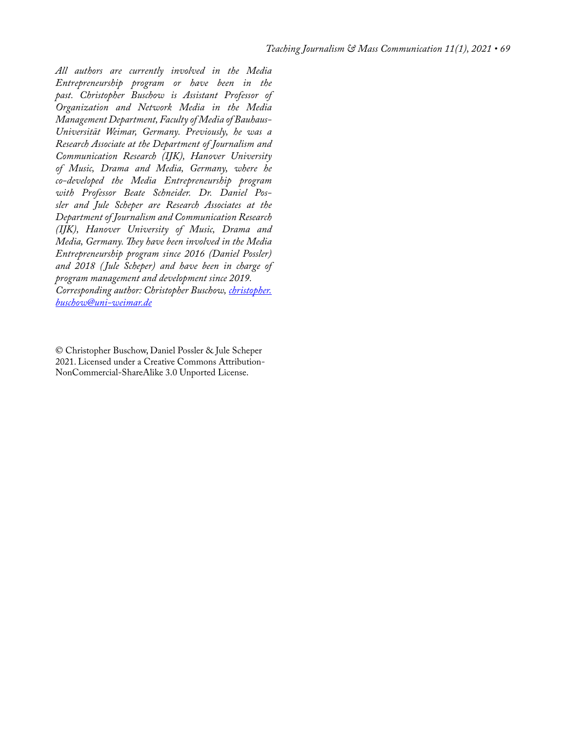*All authors are currently involved in the Media Entrepreneurship program or have been in the past. Christopher Buschow is Assistant Professor of Organization and Network Media in the Media Management Department, Faculty of Media of Bauhaus-Universität Weimar, Germany. Previously, he was a Research Associate at the Department of Journalism and Communication Research (IJK), Hanover University of Music, Drama and Media, Germany, where he co-developed the Media Entrepreneurship program with Professor Beate Schneider. Dr. Daniel Possler and Jule Scheper are Research Associates at the Department of Journalism and Communication Research (IJK), Hanover University of Music, Drama and Media, Germany. They have been involved in the Media Entrepreneurship program since 2016 (Daniel Possler) and 2018 (Jule Scheper) and have been in charge of program management and development since 2019.*
*Corresponding author: Christopher Buschow, [christopher.buschow@uni-weimar.de](mailto:christopher.buschow@uni-weimar.de)*

© Christopher Buschow, Daniel Possler & Jule Scheper 2021. Licensed under a Creative Commons Attribution-NonCommercial-ShareAlike 3.0 Unported License.